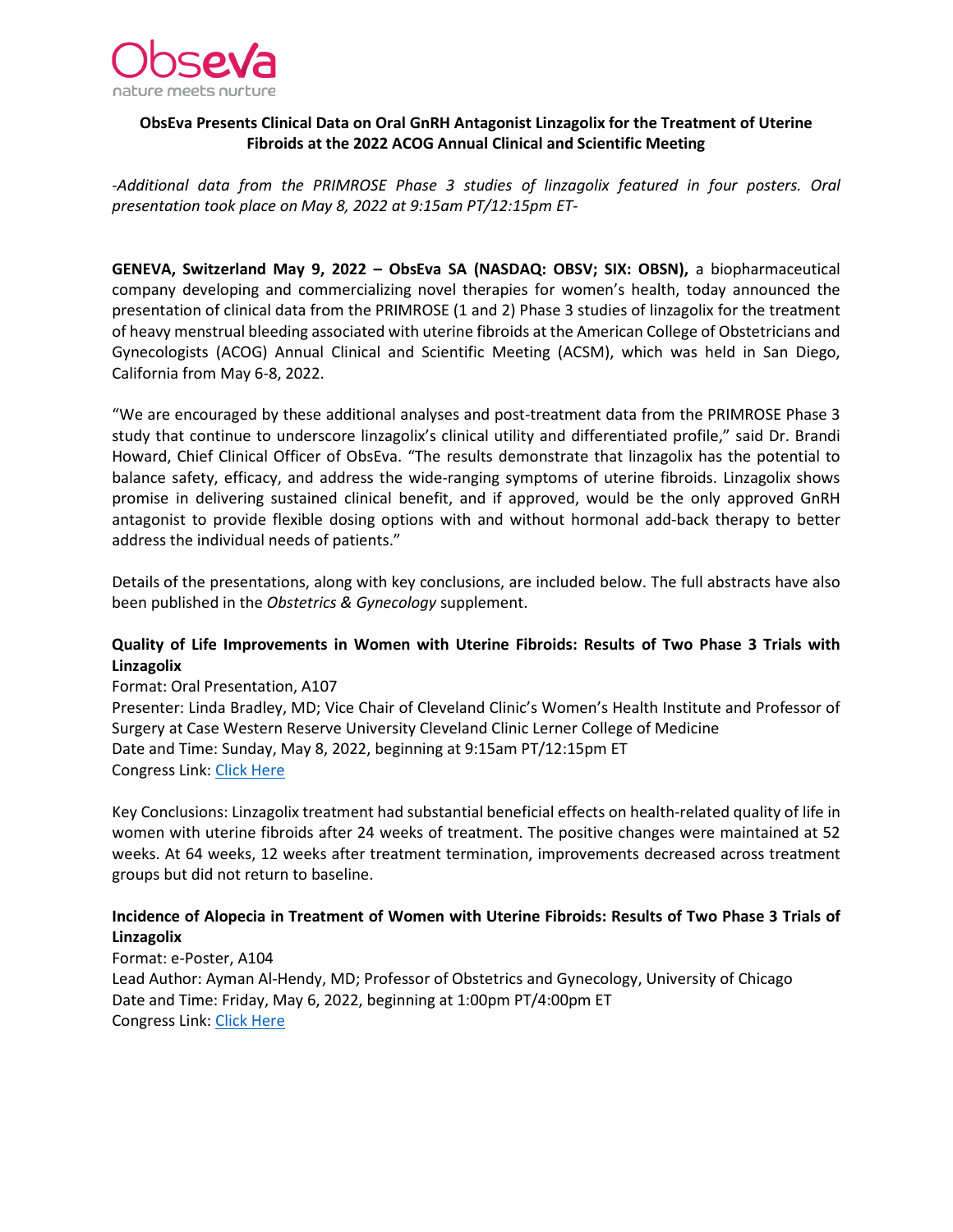Obseva
nature meets nurture

**ObsEva Presents Clinical Data on Oral GnRH Antagonist Linzagolix for the Treatment of Uterine Fibroids at the 2022 ACOG Annual Clinical and Scientific Meeting**

*-Additional data from the PRIMROSE Phase 3 studies of linzagolix featured in four posters. Oral presentation took place on May 8, 2022 at 9:15am PT/12:15pm ET-*

**GENEVA, Switzerland May 9, 2022 – ObsEva SA (NASDAQ: OBSV; SIX: OBSN),** a biopharmaceutical company developing and commercializing novel therapies for women's health, today announced the presentation of clinical data from the PRIMROSE (1 and 2) Phase 3 studies of linzagolix for the treatment of heavy menstrual bleeding associated with uterine fibroids at the American College of Obstetricians and Gynecologists (ACOG) Annual Clinical and Scientific Meeting (ACSM), which was held in San Diego, California from May 6-8, 2022.

"We are encouraged by these additional analyses and post-treatment data from the PRIMROSE Phase 3 study that continue to underscore linzagolix's clinical utility and differentiated profile," said Dr. Brandi Howard, Chief Clinical Officer of ObsEva. "The results demonstrate that linzagolix has the potential to balance safety, efficacy, and address the wide-ranging symptoms of uterine fibroids. Linzagolix shows promise in delivering sustained clinical benefit, and if approved, would be the only approved GnRH antagonist to provide flexible dosing options with and without hormonal add-back therapy to better address the individual needs of patients."

Details of the presentations, along with key conclusions, are included below. The full abstracts have also been published in the *Obstetrics & Gynecology* supplement.

**Quality of Life Improvements in Women with Uterine Fibroids: Results of Two Phase 3 Trials with Linzagolix**

Format: Oral Presentation, A107
Presenter: Linda Bradley, MD; Vice Chair of Cleveland Clinic's Women's Health Institute and Professor of Surgery at Case Western Reserve University Cleveland Clinic Lerner College of Medicine
Date and Time: Sunday, May 8, 2022, beginning at 9:15am PT/12:15pm ET
Congress Link: Click Here

Key Conclusions: Linzagolix treatment had substantial beneficial effects on health-related quality of life in women with uterine fibroids after 24 weeks of treatment. The positive changes were maintained at 52 weeks. At 64 weeks, 12 weeks after treatment termination, improvements decreased across treatment groups but did not return to baseline.

**Incidence of Alopecia in Treatment of Women with Uterine Fibroids: Results of Two Phase 3 Trials of Linzagolix**

Format: e-Poster, A104
Lead Author: Ayman Al-Hendy, MD; Professor of Obstetrics and Gynecology, University of Chicago
Date and Time: Friday, May 6, 2022, beginning at 1:00pm PT/4:00pm ET
Congress Link: Click Here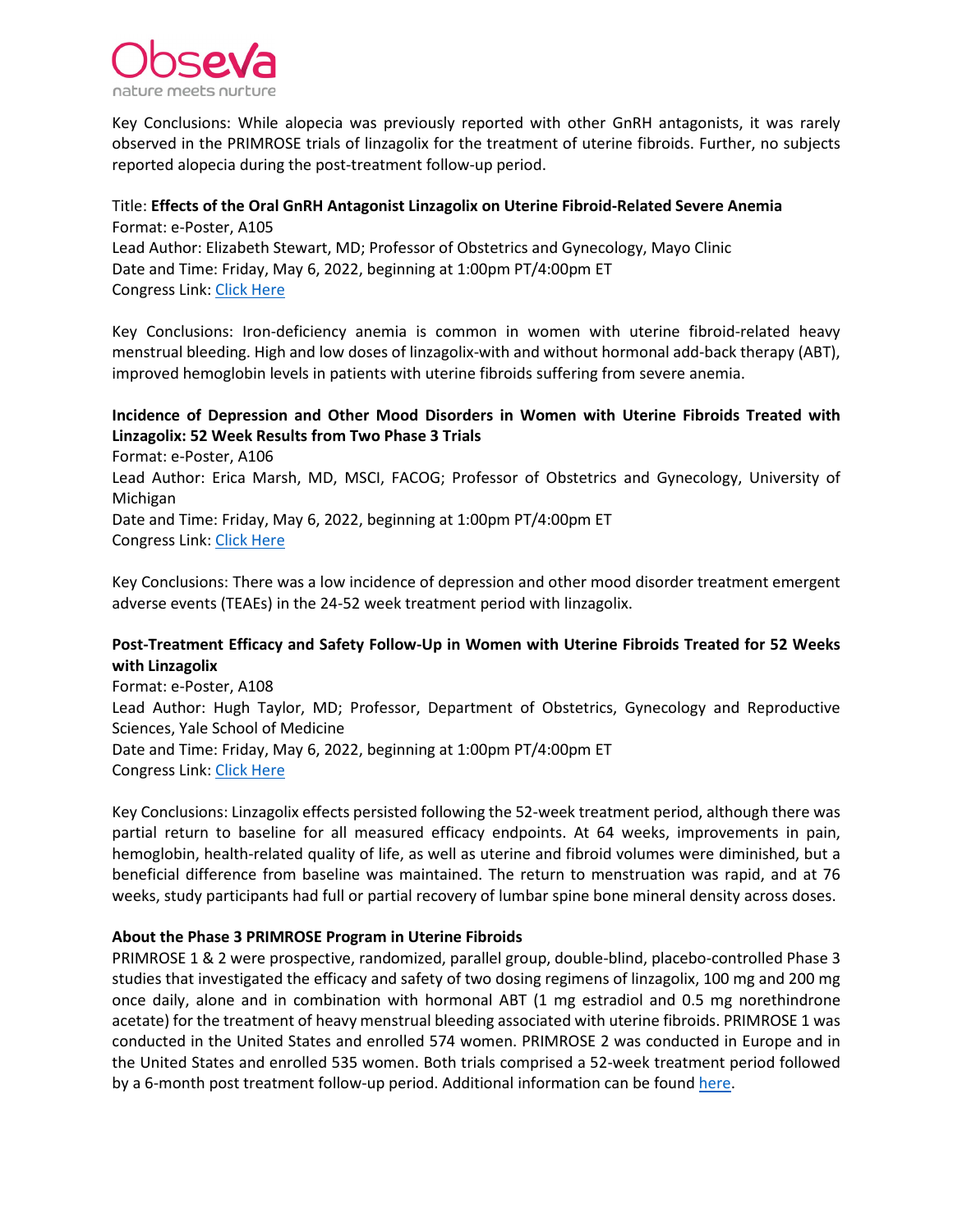Key Conclusions: While alopecia was previously reported with other GnRH antagonists, it was rarely observed in the PRIMROSE trials of linzagolix for the treatment of uterine fibroids. Further, no subjects reported alopecia during the post-treatment follow-up period.

Title: **Effects of the Oral GnRH Antagonist Linzagolix on Uterine Fibroid-Related Severe Anemia**
Format: e-Poster, A105
Lead Author: Elizabeth Stewart, MD; Professor of Obstetrics and Gynecology, Mayo Clinic
Date and Time: Friday, May 6, 2022, beginning at 1:00pm PT/4:00pm ET
Congress Link: Click Here

Key Conclusions: Iron-deficiency anemia is common in women with uterine fibroid-related heavy menstrual bleeding. High and low doses of linzagolix-with and without hormonal add-back therapy (ABT), improved hemoglobin levels in patients with uterine fibroids suffering from severe anemia.

**Incidence of Depression and Other Mood Disorders in Women with Uterine Fibroids Treated with Linzagolix: 52 Week Results from Two Phase 3 Trials**
Format: e-Poster, A106
Lead Author: Erica Marsh, MD, MSCI, FACOG; Professor of Obstetrics and Gynecology, University of Michigan
Date and Time: Friday, May 6, 2022, beginning at 1:00pm PT/4:00pm ET
Congress Link: Click Here

Key Conclusions: There was a low incidence of depression and other mood disorder treatment emergent adverse events (TEAEs) in the 24-52 week treatment period with linzagolix.

**Post-Treatment Efficacy and Safety Follow-Up in Women with Uterine Fibroids Treated for 52 Weeks with Linzagolix**
Format: e-Poster, A108
Lead Author: Hugh Taylor, MD; Professor, Department of Obstetrics, Gynecology and Reproductive Sciences, Yale School of Medicine
Date and Time: Friday, May 6, 2022, beginning at 1:00pm PT/4:00pm ET
Congress Link: Click Here

Key Conclusions: Linzagolix effects persisted following the 52-week treatment period, although there was partial return to baseline for all measured efficacy endpoints. At 64 weeks, improvements in pain, hemoglobin, health-related quality of life, as well as uterine and fibroid volumes were diminished, but a beneficial difference from baseline was maintained. The return to menstruation was rapid, and at 76 weeks, study participants had full or partial recovery of lumbar spine bone mineral density across doses.

**About the Phase 3 PRIMROSE Program in Uterine Fibroids**

PRIMROSE 1 & 2 were prospective, randomized, parallel group, double-blind, placebo-controlled Phase 3 studies that investigated the efficacy and safety of two dosing regimens of linzagolix, 100 mg and 200 mg once daily, alone and in combination with hormonal ABT (1 mg estradiol and 0.5 mg norethindrone acetate) for the treatment of heavy menstrual bleeding associated with uterine fibroids. PRIMROSE 1 was conducted in the United States and enrolled 574 women. PRIMROSE 2 was conducted in Europe and in the United States and enrolled 535 women. Both trials comprised a 52-week treatment period followed by a 6-month post treatment follow-up period. Additional information can be found here.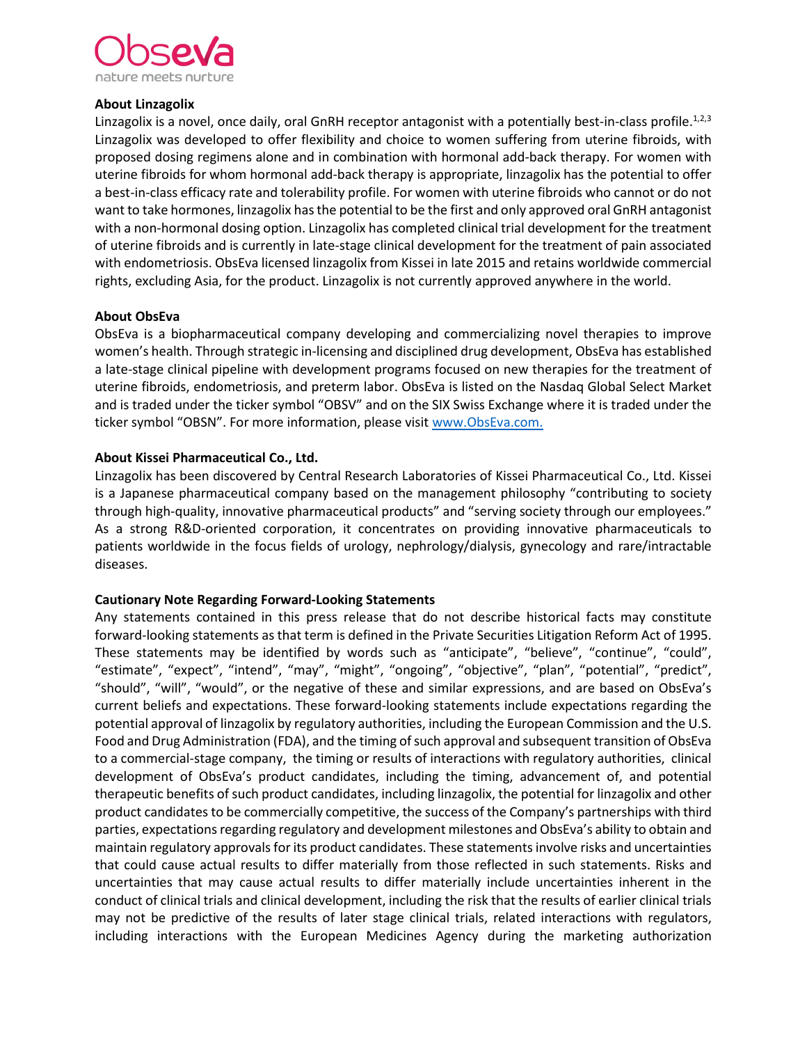**About Linzagolix**

Linzagolix is a novel, once daily, oral GnRH receptor antagonist with a potentially best-in-class profile.[1,2,3] Linzagolix was developed to offer flexibility and choice to women suffering from uterine fibroids, with proposed dosing regimens alone and in combination with hormonal add-back therapy. For women with uterine fibroids for whom hormonal add-back therapy is appropriate, linzagolix has the potential to offer a best-in-class efficacy rate and tolerability profile. For women with uterine fibroids who cannot or do not want to take hormones, linzagolix has the potential to be the first and only approved oral GnRH antagonist with a non-hormonal dosing option. Linzagolix has completed clinical trial development for the treatment of uterine fibroids and is currently in late-stage clinical development for the treatment of pain associated with endometriosis. ObsEva licensed linzagolix from Kissei in late 2015 and retains worldwide commercial rights, excluding Asia, for the product. Linzagolix is not currently approved anywhere in the world.

**About ObsEva**

ObsEva is a biopharmaceutical company developing and commercializing novel therapies to improve women's health. Through strategic in-licensing and disciplined drug development, ObsEva has established a late-stage clinical pipeline with development programs focused on new therapies for the treatment of uterine fibroids, endometriosis, and preterm labor. ObsEva is listed on the Nasdaq Global Select Market and is traded under the ticker symbol "OBSV" and on the SIX Swiss Exchange where it is traded under the ticker symbol "OBSN". For more information, please visit www.ObsEva.com.

**About Kissei Pharmaceutical Co., Ltd.**

Linzagolix has been discovered by Central Research Laboratories of Kissei Pharmaceutical Co., Ltd. Kissei is a Japanese pharmaceutical company based on the management philosophy "contributing to society through high-quality, innovative pharmaceutical products" and "serving society through our employees." As a strong R&D-oriented corporation, it concentrates on providing innovative pharmaceuticals to patients worldwide in the focus fields of urology, nephrology/dialysis, gynecology and rare/intractable diseases.

**Cautionary Note Regarding Forward-Looking Statements**

Any statements contained in this press release that do not describe historical facts may constitute forward-looking statements as that term is defined in the Private Securities Litigation Reform Act of 1995. These statements may be identified by words such as "anticipate", "believe", "continue", "could", "estimate", "expect", "intend", "may", "might", "ongoing", "objective", "plan", "potential", "predict", "should", "will", "would", or the negative of these and similar expressions, and are based on ObsEva's current beliefs and expectations. These forward-looking statements include expectations regarding the potential approval of linzagolix by regulatory authorities, including the European Commission and the U.S. Food and Drug Administration (FDA), and the timing of such approval and subsequent transition of ObsEva to a commercial-stage company, the timing or results of interactions with regulatory authorities, clinical development of ObsEva's product candidates, including the timing, advancement of, and potential therapeutic benefits of such product candidates, including linzagolix, the potential for linzagolix and other product candidates to be commercially competitive, the success of the Company's partnerships with third parties, expectations regarding regulatory and development milestones and ObsEva's ability to obtain and maintain regulatory approvals for its product candidates. These statements involve risks and uncertainties that could cause actual results to differ materially from those reflected in such statements. Risks and uncertainties that may cause actual results to differ materially include uncertainties inherent in the conduct of clinical trials and clinical development, including the risk that the results of earlier clinical trials may not be predictive of the results of later stage clinical trials, related interactions with regulators, including interactions with the European Medicines Agency during the marketing authorization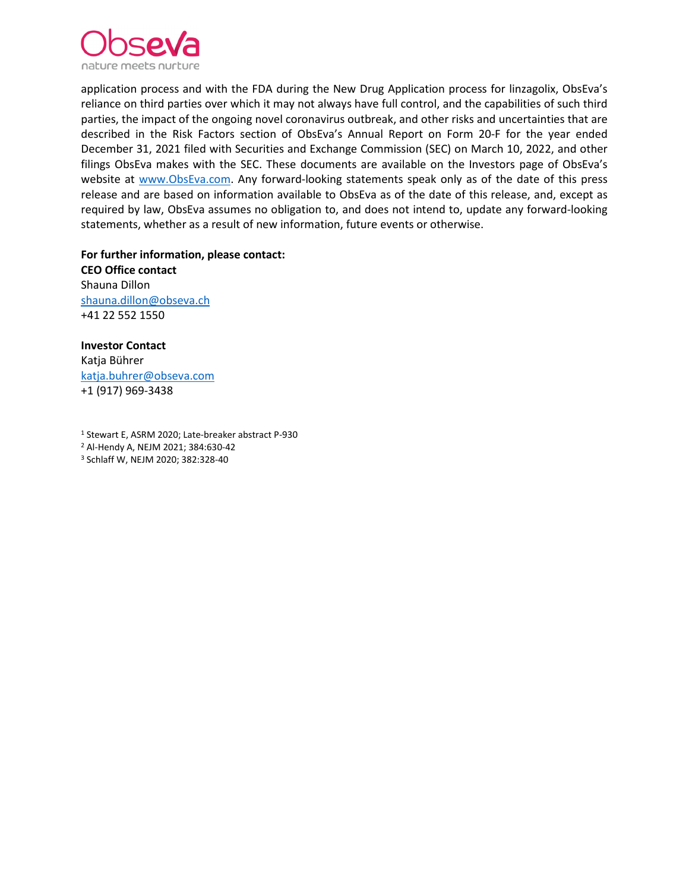application process and with the FDA during the New Drug Application process for linzagolix, ObsEva's reliance on third parties over which it may not always have full control, and the capabilities of such third parties, the impact of the ongoing novel coronavirus outbreak, and other risks and uncertainties that are described in the Risk Factors section of ObsEva's Annual Report on Form 20-F for the year ended December 31, 2021 filed with Securities and Exchange Commission (SEC) on March 10, 2022, and other filings ObsEva makes with the SEC. These documents are available on the Investors page of ObsEva's website at www.ObsEva.com. Any forward-looking statements speak only as of the date of this press release and are based on information available to ObsEva as of the date of this release, and, except as required by law, ObsEva assumes no obligation to, and does not intend to, update any forward-looking statements, whether as a result of new information, future events or otherwise.

**For further information, please contact:**
**CEO Office contact**
Shauna Dillon
shauna.dillon@obseva.ch
+41 22 552 1550

**Investor Contact**
Katja Bührer
katja.buhrer@obseva.com
+1 (917) 969-3438

[1] Stewart E, ASRM 2020; Late-breaker abstract P-930
[2] Al-Hendy A, NEJM 2021; 384:630-42
[3] Schlaff W, NEJM 2020; 382:328-40